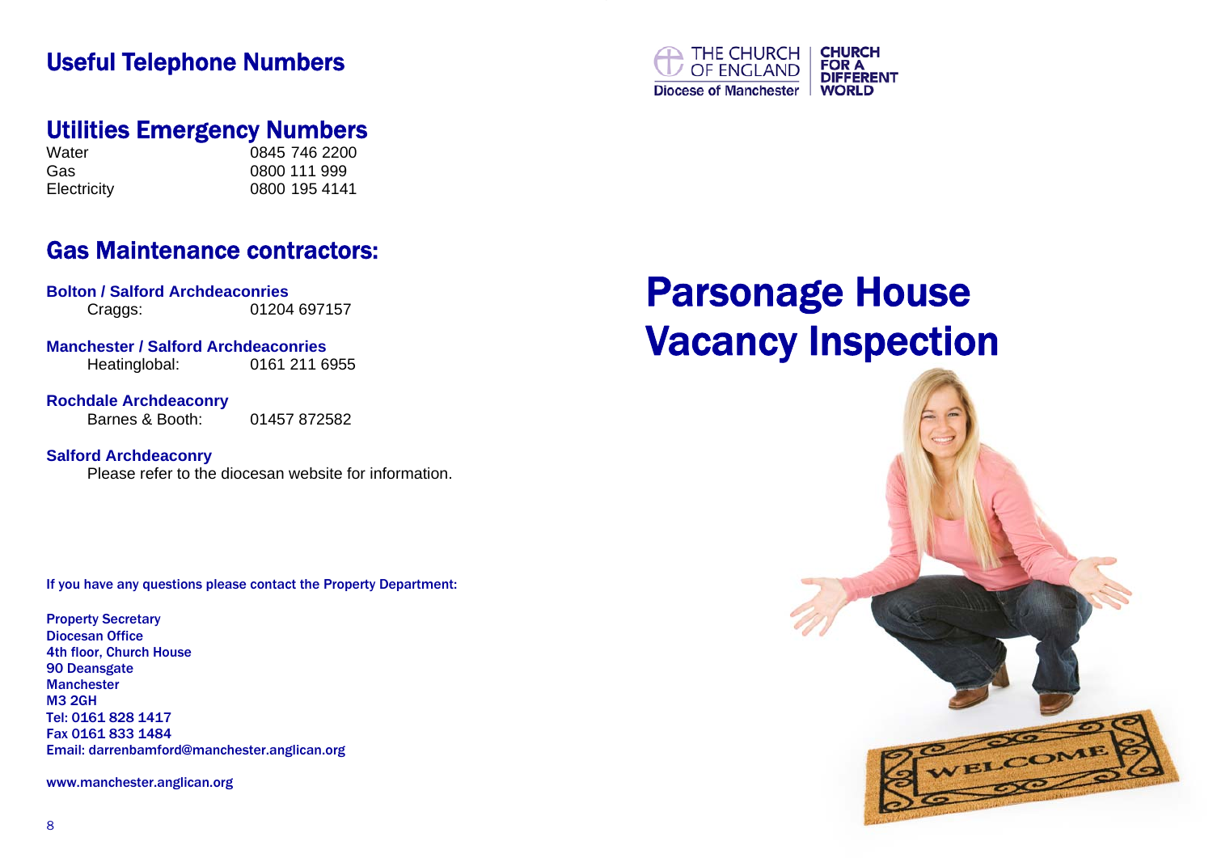## Useful Telephone Numbers

## Utilities Emergency Numbers

| | |
|---|---|
| Water | 0845 746 2200 |
| Gas | 0800 111 999 |
| Electricity | 0800 195 4141 |

## Gas Maintenance contractors:

**Bolton / Salford Archdeaconries**
Craggs: 01204 697157

**Manchester / Salford Archdeaconries**
Heatinglobal: 0161 211 6955

**Rochdale Archdeaconry**
Barnes & Booth: 01457 872582

**Salford Archdeaconry**
Please refer to the diocesan website for information.

If you have any questions please contact the Property Department:

Property Secretary
Diocesan Office
4th floor, Church House
90 Deansgate
Manchester
M3 2GH
Tel: 0161 828 1417
Fax 0161 833 1484
Email: darrenbamford@manchester.anglican.org

www.manchester.anglican.org

THE CHURCH OF ENGLAND
Diocese of Manchester
CHURCH FOR A DIFFERENT WORLD

# Parsonage House Vacancy Inspection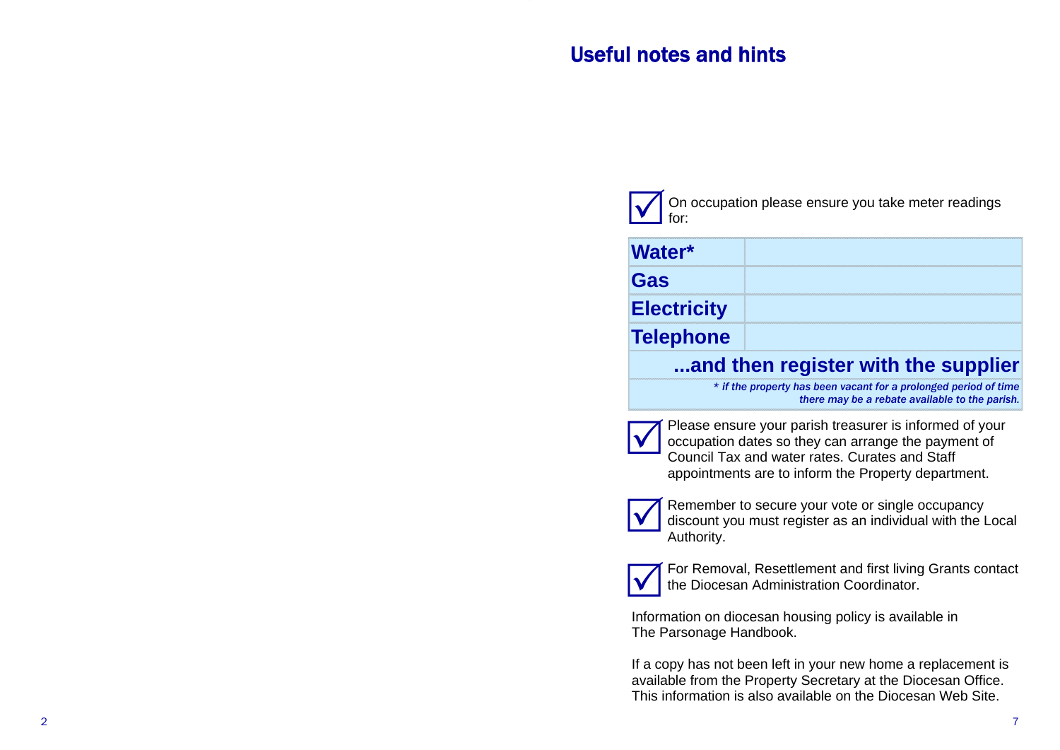## Useful notes and hints

☑ On occupation please ensure you take meter readings for:

| **Water*** | |
|---|---|
| **Gas** | |
| **Electricity** | |
| **Telephone** | |
| **...and then register with the supplier** | |
| *\* if the property has been vacant for a prolonged period of time there may be a rebate available to the parish.* | |

☑ Please ensure your parish treasurer is informed of your occupation dates so they can arrange the payment of Council Tax and water rates. Curates and Staff appointments are to inform the Property department.

☑ Remember to secure your vote or single occupancy discount you must register as an individual with the Local Authority.

☑ For Removal, Resettlement and first living Grants contact the Diocesan Administration Coordinator.

Information on diocesan housing policy is available in The Parsonage Handbook.

If a copy has not been left in your new home a replacement is available from the Property Secretary at the Diocesan Office. This information is also available on the Diocesan Web Site.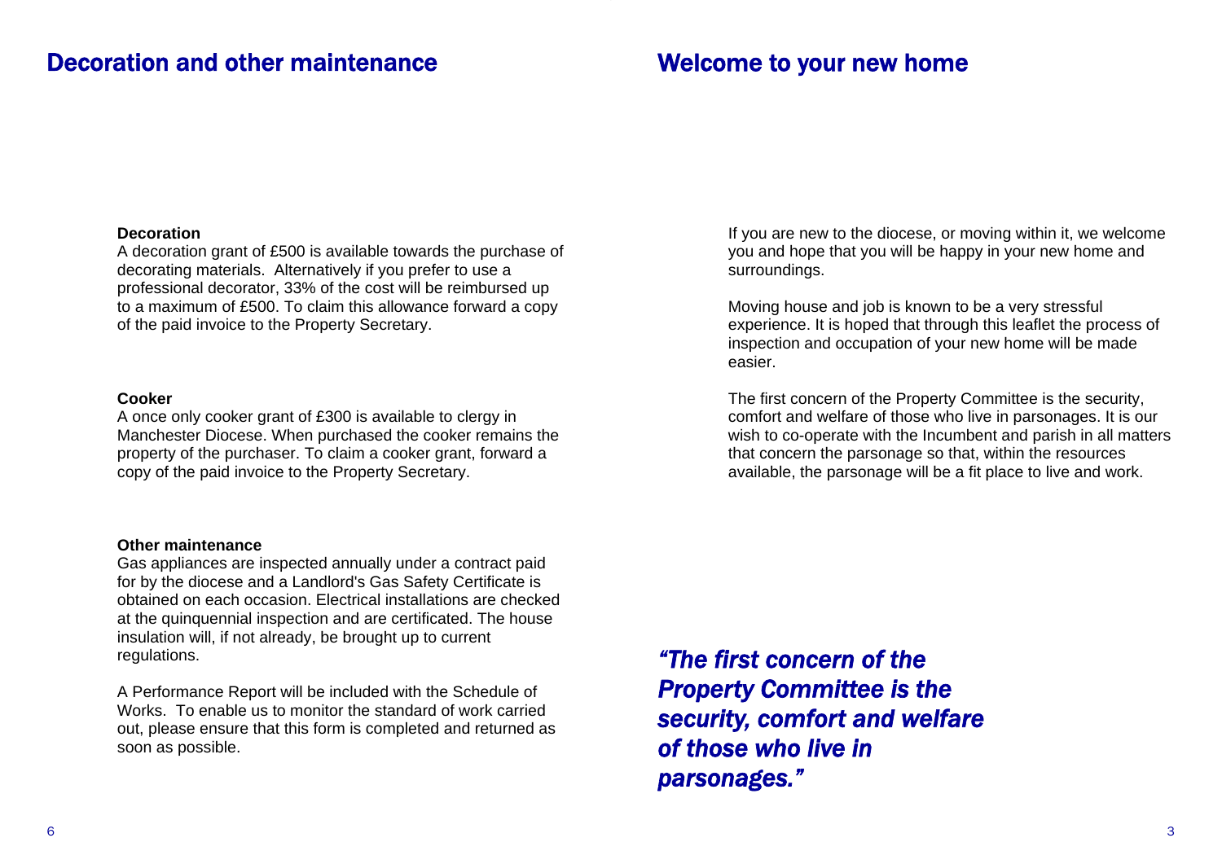## Decoration and other maintenance

**Decoration**

A decoration grant of £500 is available towards the purchase of decorating materials. Alternatively if you prefer to use a professional decorator, 33% of the cost will be reimbursed up to a maximum of £500. To claim this allowance forward a copy of the paid invoice to the Property Secretary.

**Cooker**

A once only cooker grant of £300 is available to clergy in Manchester Diocese. When purchased the cooker remains the property of the purchaser. To claim a cooker grant, forward a copy of the paid invoice to the Property Secretary.

**Other maintenance**

Gas appliances are inspected annually under a contract paid for by the diocese and a Landlord's Gas Safety Certificate is obtained on each occasion. Electrical installations are checked at the quinquennial inspection and are certificated. The house insulation will, if not already, be brought up to current regulations.

A Performance Report will be included with the Schedule of Works. To enable us to monitor the standard of work carried out, please ensure that this form is completed and returned as soon as possible.

## Welcome to your new home

If you are new to the diocese, or moving within it, we welcome you and hope that you will be happy in your new home and surroundings.

Moving house and job is known to be a very stressful experience. It is hoped that through this leaflet the process of inspection and occupation of your new home will be made easier.

The first concern of the Property Committee is the security, comfort and welfare of those who live in parsonages. It is our wish to co-operate with the Incumbent and parish in all matters that concern the parsonage so that, within the resources available, the parsonage will be a fit place to live and work.

***"The first concern of the Property Committee is the security, comfort and welfare of those who live in parsonages."***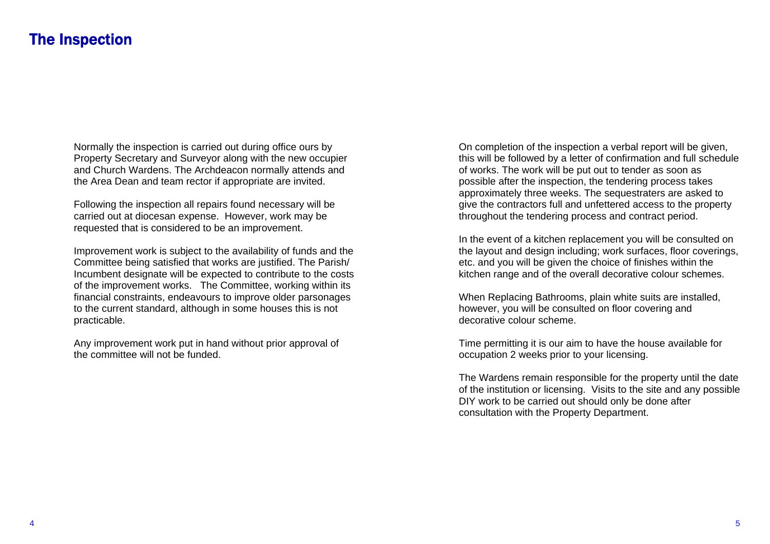# The Inspection

Normally the inspection is carried out during office ours by Property Secretary and Surveyor along with the new occupier and Church Wardens. The Archdeacon normally attends and the Area Dean and team rector if appropriate are invited.

Following the inspection all repairs found necessary will be carried out at diocesan expense. However, work may be requested that is considered to be an improvement.

Improvement work is subject to the availability of funds and the Committee being satisfied that works are justified. The Parish/ Incumbent designate will be expected to contribute to the costs of the improvement works. The Committee, working within its financial constraints, endeavours to improve older parsonages to the current standard, although in some houses this is not practicable.

Any improvement work put in hand without prior approval of the committee will not be funded.

On completion of the inspection a verbal report will be given, this will be followed by a letter of confirmation and full schedule of works. The work will be put out to tender as soon as possible after the inspection, the tendering process takes approximately three weeks. The sequestraters are asked to give the contractors full and unfettered access to the property throughout the tendering process and contract period.

In the event of a kitchen replacement you will be consulted on the layout and design including; work surfaces, floor coverings, etc. and you will be given the choice of finishes within the kitchen range and of the overall decorative colour schemes.

When Replacing Bathrooms, plain white suits are installed, however, you will be consulted on floor covering and decorative colour scheme.

Time permitting it is our aim to have the house available for occupation 2 weeks prior to your licensing.

The Wardens remain responsible for the property until the date of the institution or licensing. Visits to the site and any possible DIY work to be carried out should only be done after consultation with the Property Department.